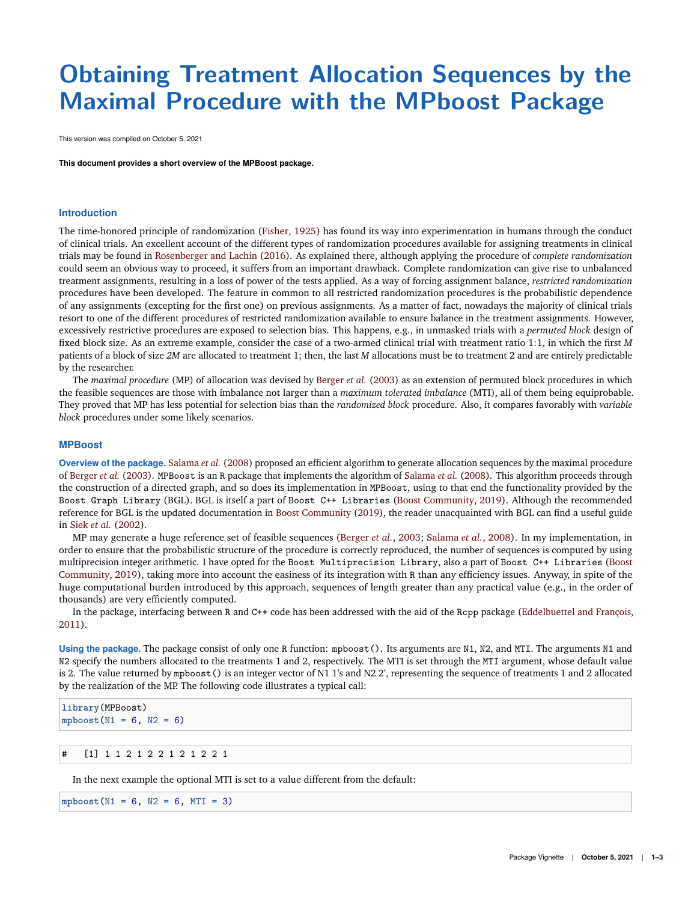# Obtaining Treatment Allocation Sequences by the Maximal Procedure with the MPboost Package

This version was compiled on October 5, 2021

**This document provides a short overview of the MPBoost package.**

## Introduction

The time-honored principle of randomization (Fisher, 1925) has found its way into experimentation in humans through the conduct of clinical trials. An excellent account of the different types of randomization procedures available for assigning treatments in clinical trials may be found in Rosenberger and Lachin (2016). As explained there, although applying the procedure of *complete randomization* could seem an obvious way to proceed, it suffers from an important drawback. Complete randomization can give rise to unbalanced treatment assignments, resulting in a loss of power of the tests applied. As a way of forcing assignment balance, *restricted randomization* procedures have been developed. The feature in common to all restricted randomization procedures is the probabilistic dependence of any assignments (excepting for the first one) on previous assignments. As a matter of fact, nowadays the majority of clinical trials resort to one of the different procedures of restricted randomization available to ensure balance in the treatment assignments. However, excessively restrictive procedures are exposed to selection bias. This happens, e.g., in unmasked trials with a *permuted block* design of fixed block size. As an extreme example, consider the case of a two-armed clinical trial with treatment ratio 1:1, in which the first $M$ patients of a block of size $2M$ are allocated to treatment 1; then, the last $M$ allocations must be to treatment 2 and are entirely predictable by the researcher.

The *maximal procedure* (MP) of allocation was devised by Berger *et al.* (2003) as an extension of permuted block procedures in which the feasible sequences are those with imbalance not larger than a *maximum tolerated imbalance* (MTI), all of them being equiprobable. They proved that MP has less potential for selection bias than the *randomized block* procedure. Also, it compares favorably with *variable block* procedures under some likely scenarios.

## MPBoost

**Overview of the package.** Salama *et al.* (2008) proposed an efficient algorithm to generate allocation sequences by the maximal procedure of Berger *et al.* (2003). `MPBoost` is an `R` package that implements the algorithm of Salama *et al.* (2008). This algorithm proceeds through the construction of a directed graph, and so does its implementation in `MPBoost`, using to that end the functionality provided by the `Boost Graph Library` (BGL). BGL is itself a part of `Boost C++ Libraries` (Boost Community, 2019). Although the recommended reference for BGL is the updated documentation in Boost Community (2019), the reader unacquainted with BGL can find a useful guide in Siek *et al.* (2002).

MP may generate a huge reference set of feasible sequences (Berger *et al.*, 2003; Salama *et al.*, 2008). In my implementation, in order to ensure that the probabilistic structure of the procedure is correctly reproduced, the number of sequences is computed by using multiprecision integer arithmetic. I have opted for the `Boost Multiprecision Library`, also a part of `Boost C++ Libraries` (Boost Community, 2019), taking more into account the easiness of its integration with `R` than any efficiency issues. Anyway, in spite of the huge computational burden introduced by this approach, sequences of length greater than any practical value (e.g., in the order of thousands) are very efficiently computed.

In the package, interfacing between `R` and `C++` code has been addressed with the aid of the `Rcpp` package (Eddelbuettel and François, 2011).

**Using the package.** The package consist of only one `R` function: `mpboost()`. Its arguments are `N1`, `N2`, and `MTI`. The arguments `N1` and `N2` specify the numbers allocated to the treatments 1 and 2, respectively. The MTI is set through the `MTI` argument, whose default value is 2. The value returned by `mpboost()` is an integer vector of N1 1's and N2 2', representing the sequence of treatments 1 and 2 allocated by the realization of the MP. The following code illustrates a typical call:

```
library(MPBoost)
mpboost(N1 = 6, N2 = 6)
```

```
#   [1] 1 1 2 1 2 2 1 2 1 2 2 1
```

In the next example the optional MTI is set to a value different from the default:

```
mpboost(N1 = 6, N2 = 6, MTI = 3)
```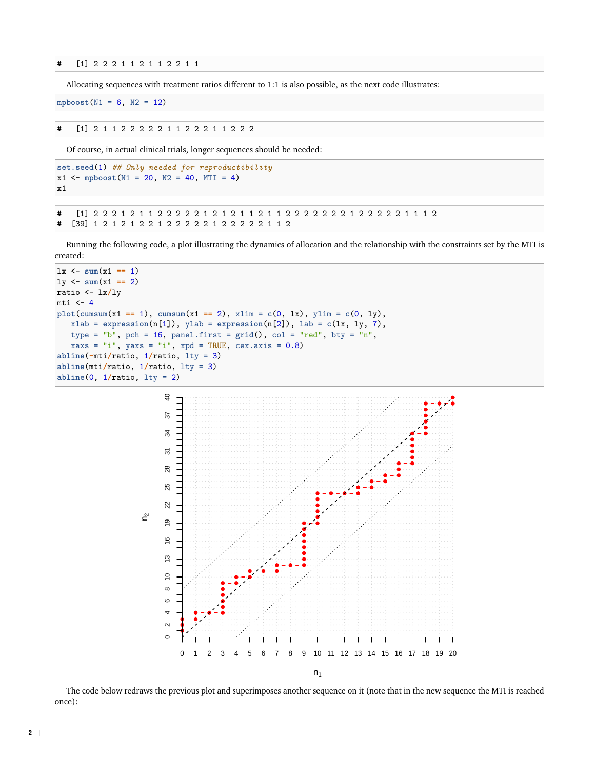```
#   [1] 2 2 2 1 1 2 1 1 2 2 1 1
```

Allocating sequences with treatment ratios different to 1:1 is also possible, as the next code illustrates:

```
mpboost(N1 = 6, N2 = 12)
```

```
#   [1] 2 1 1 2 2 2 2 2 1 1 2 2 2 1 1 2 2 2
```

Of course, in actual clinical trials, longer sequences should be needed:

```
set.seed(1) ## Only needed for reproductibility
x1 <- mpboost(N1 = 20, N2 = 40, MTI = 4)
x1
```

```
#   [1] 2 2 2 1 2 1 1 2 2 2 2 2 1 2 1 2 1 1 2 1 1 2 2 2 2 2 2 2 1 2 2 2 2 2 1 1 1 2
#  [39] 1 2 1 2 1 2 2 1 2 2 2 2 2 1 2 2 2 2 2 1 1 2
```

Running the following code, a plot illustrating the dynamics of allocation and the relationship with the constraints set by the MTI is created:

```
lx <- sum(x1 == 1)
ly <- sum(x1 == 2)
ratio <- lx/ly
mti <- 4
plot(cumsum(x1 == 1), cumsum(x1 == 2), xlim = c(0, lx), ylim = c(0, ly),
   xlab = expression(n[1]), ylab = expression(n[2]), lab = c(lx, ly, 7),
   type = "b", pch = 16, panel.first = grid(), col = "red", bty = "n",
   xaxs = "i", yaxs = "i", xpd = TRUE, cex.axis = 0.8)
abline(-mti/ratio, 1/ratio, lty = 3)
abline(mti/ratio, 1/ratio, lty = 3)
abline(0, 1/ratio, lty = 2)
```

The code below redraws the previous plot and superimposes another sequence on it (note that in the new sequence the MTI is reached once):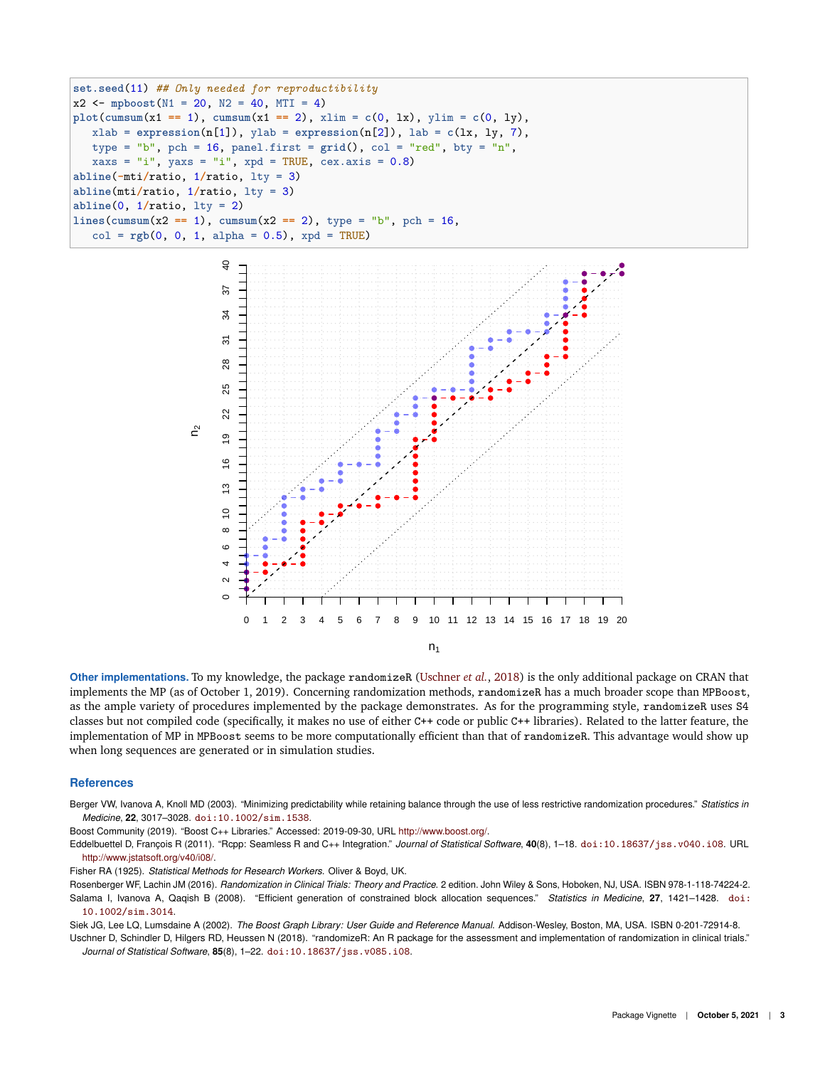```
set.seed(11) ## Only needed for reproductibility
x2 <- mpboost(N1 = 20, N2 = 40, MTI = 4)
plot(cumsum(x1 == 1), cumsum(x1 == 2), xlim = c(0, lx), ylim = c(0, ly),
   xlab = expression(n[1]), ylab = expression(n[2]), lab = c(lx, ly, 7),
   type = "b", pch = 16, panel.first = grid(), col = "red", bty = "n",
   xaxs = "i", yaxs = "i", xpd = TRUE, cex.axis = 0.8)
abline(-mti/ratio, 1/ratio, lty = 3)
abline(mti/ratio, 1/ratio, lty = 3)
abline(0, 1/ratio, lty = 2)
lines(cumsum(x2 == 1), cumsum(x2 == 2), type = "b", pch = 16,
   col = rgb(0, 0, 1, alpha = 0.5), xpd = TRUE)
```

$n_2$

0 2 4 6 8 10 13 16 19 22 25 28 31 34 37 40

$n_1$

0 1 2 3 4 5 6 7 8 9 10 11 12 13 14 15 16 17 18 19 20

**Other implementations.** To my knowledge, the package randomizeR (Uschner *et al.*, 2018) is the only additional package on CRAN that implements the MP (as of October 1, 2019). Concerning randomization methods, randomizeR has a much broader scope than MPBoost, as the ample variety of procedures implemented by the package demonstrates. As for the programming style, randomizeR uses S4 classes but not compiled code (specifically, it makes no use of either C++ code or public C++ libraries). Related to the latter feature, the implementation of MP in MPBoost seems to be more computationally efficient than that of randomizeR. This advantage would show up when long sequences are generated or in simulation studies.

## References

Berger VW, Ivanova A, Knoll MD (2003). "Minimizing predictability while retaining balance through the use of less restrictive randomization procedures." *Statistics in Medicine*, **22**, 3017–3028. doi:10.1002/sim.1538.

Boost Community (2019). "Boost C++ Libraries." Accessed: 2019-09-30, URL http://www.boost.org/.

Eddelbuettel D, François R (2011). "Rcpp: Seamless R and C++ Integration." *Journal of Statistical Software*, **40**(8), 1–18. doi:10.18637/jss.v040.i08. URL http://www.jstatsoft.org/v40/i08/.

Fisher RA (1925). *Statistical Methods for Research Workers*. Oliver & Boyd, UK.

Rosenberger WF, Lachin JM (2016). *Randomization in Clinical Trials: Theory and Practice*. 2 edition. John Wiley & Sons, Hoboken, NJ, USA. ISBN 978-1-118-74224-2.

Salama I, Ivanova A, Qaqish B (2008). "Efficient generation of constrained block allocation sequences." *Statistics in Medicine*, **27**, 1421–1428. doi:10.1002/sim.3014.

Siek JG, Lee LQ, Lumsdaine A (2002). *The Boost Graph Library: User Guide and Reference Manual*. Addison-Wesley, Boston, MA, USA. ISBN 0-201-72914-8.

Uschner D, Schindler D, Hilgers RD, Heussen N (2018). "randomizeR: An R package for the assessment and implementation of randomization in clinical trials." *Journal of Statistical Software*, **85**(8), 1–22. doi:10.18637/jss.v085.i08.